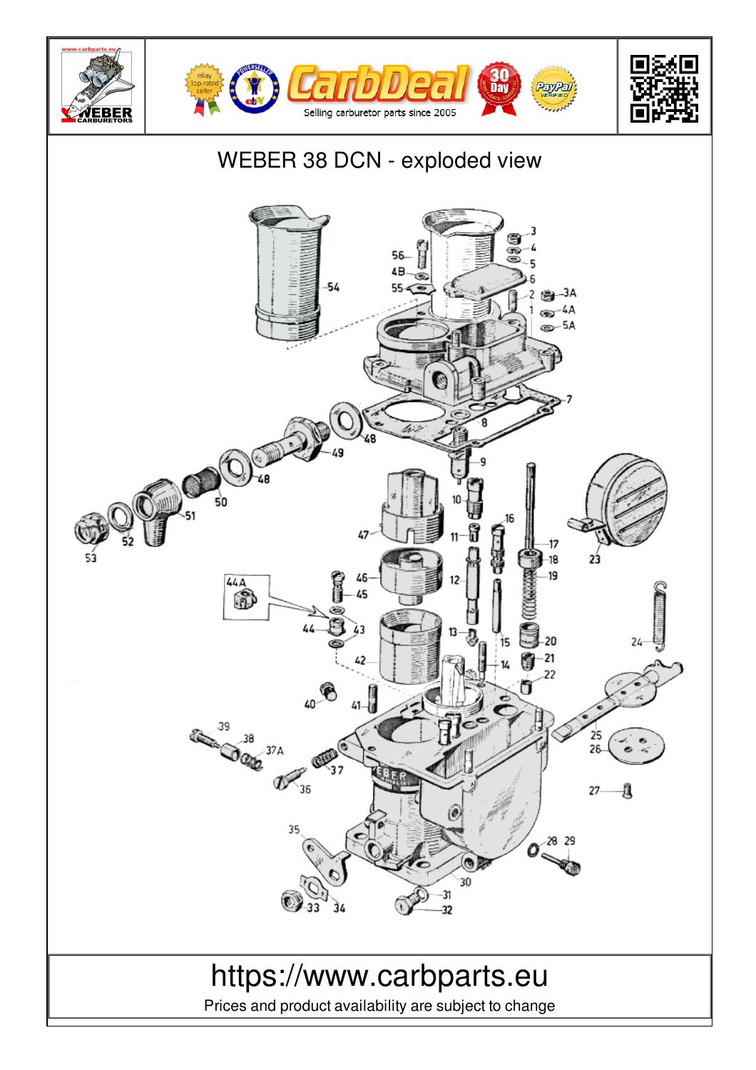# WEBER 38 DCN - exploded view

https://www.carbparts.eu

Prices and product availability are subject to change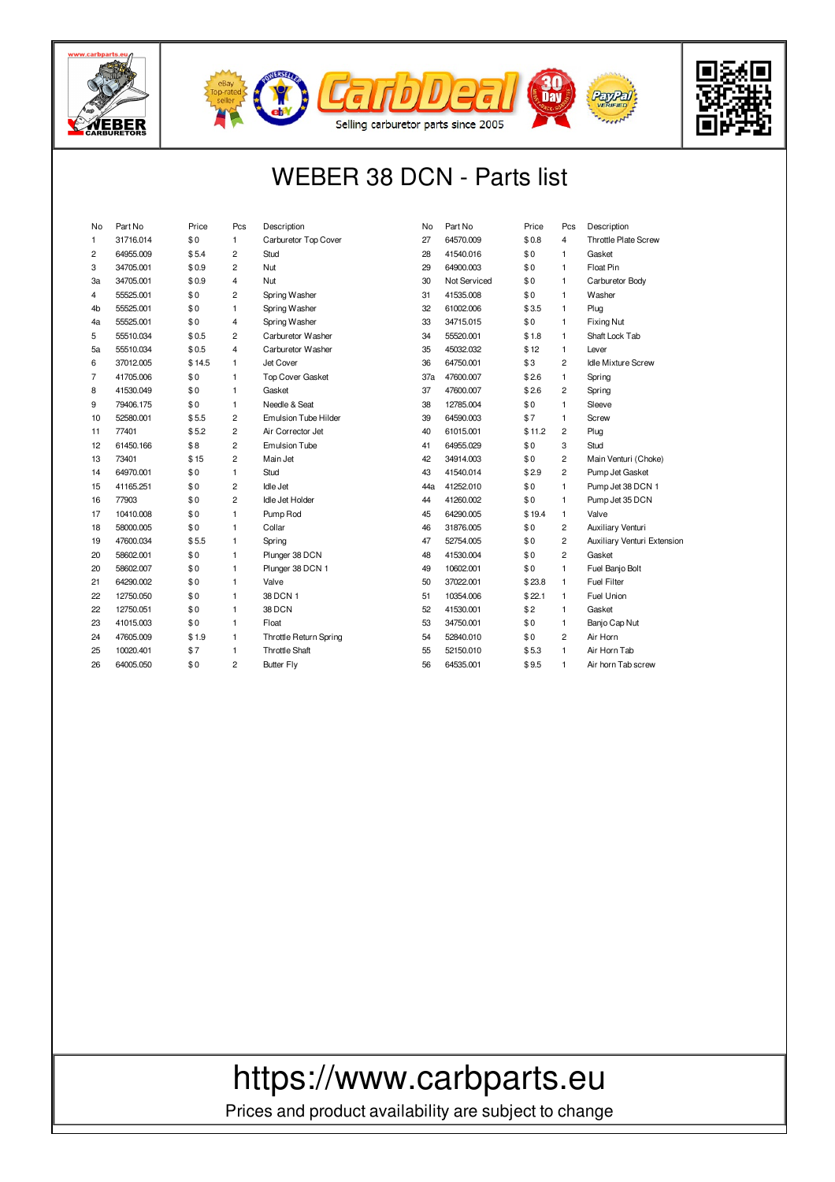# WEBER 38 DCN - Parts list

| No | Part No | Price | Pcs | Description |
|---|---|---|---|---|
| 1 | 31716.014 | $ 0 | 1 | Carburetor Top Cover |
| 2 | 64955.009 | $ 5.4 | 2 | Stud |
| 3 | 34705.001 | $ 0.9 | 2 | Nut |
| 3a | 34705.001 | $ 0.9 | 4 | Nut |
| 4 | 55525.001 | $ 0 | 2 | Spring Washer |
| 4b | 55525.001 | $ 0 | 1 | Spring Washer |
| 4a | 55525.001 | $ 0 | 4 | Spring Washer |
| 5 | 55510.034 | $ 0.5 | 2 | Carburetor Washer |
| 5a | 55510.034 | $ 0.5 | 4 | Carburetor Washer |
| 6 | 37012.005 | $ 14.5 | 1 | Jet Cover |
| 7 | 41705.006 | $ 0 | 1 | Top Cover Gasket |
| 8 | 41530.049 | $ 0 | 1 | Gasket |
| 9 | 79406.175 | $ 0 | 1 | Needle & Seat |
| 10 | 52580.001 | $ 5.5 | 2 | Emulsion Tube Hilder |
| 11 | 77401 | $ 5.2 | 2 | Air Corrector Jet |
| 12 | 61450.166 | $ 8 | 2 | Emulsion Tube |
| 13 | 73401 | $ 15 | 2 | Main Jet |
| 14 | 64970.001 | $ 0 | 1 | Stud |
| 15 | 41165.251 | $ 0 | 2 | Idle Jet |
| 16 | 77903 | $ 0 | 2 | Idle Jet Holder |
| 17 | 10410.008 | $ 0 | 1 | Pump Rod |
| 18 | 58000.005 | $ 0 | 1 | Collar |
| 19 | 47600.034 | $ 5.5 | 1 | Spring |
| 20 | 58602.001 | $ 0 | 1 | Plunger 38 DCN |
| 20 | 58602.007 | $ 0 | 1 | Plunger 38 DCN 1 |
| 21 | 64290.002 | $ 0 | 1 | Valve |
| 22 | 12750.050 | $ 0 | 1 | 38 DCN 1 |
| 22 | 12750.051 | $ 0 | 1 | 38 DCN |
| 23 | 41015.003 | $ 0 | 1 | Float |
| 24 | 47605.009 | $ 1.9 | 1 | Throttle Return Spring |
| 25 | 10020.401 | $ 7 | 1 | Throttle Shaft |
| 26 | 64005.050 | $ 0 | 2 | Butter Fly |
| 27 | 64570.009 | $ 0.8 | 4 | Throttle Plate Screw |
| 28 | 41540.016 | $ 0 | 1 | Gasket |
| 29 | 64900.003 | $ 0 | 1 | Float Pin |
| 30 | Not Serviced | $ 0 | 1 | Carburetor Body |
| 31 | 41535.008 | $ 0 | 1 | Washer |
| 32 | 61002.006 | $ 3.5 | 1 | Plug |
| 33 | 34715.015 | $ 0 | 1 | Fixing Nut |
| 34 | 55520.001 | $ 1.8 | 1 | Shaft Lock Tab |
| 35 | 45032.032 | $ 12 | 1 | Lever |
| 36 | 64750.001 | $ 3 | 2 | Idle Mixture Screw |
| 37a | 47600.007 | $ 2.6 | 1 | Spring |
| 37 | 47600.007 | $ 2.6 | 2 | Spring |
| 38 | 12785.004 | $ 0 | 1 | Sleeve |
| 39 | 64590.003 | $ 7 | 1 | Screw |
| 40 | 61015.001 | $ 11.2 | 2 | Plug |
| 41 | 64955.029 | $ 0 | 3 | Stud |
| 42 | 34914.003 | $ 0 | 2 | Main Venturi (Choke) |
| 43 | 41540.014 | $ 2.9 | 2 | Pump Jet Gasket |
| 44a | 41252.010 | $ 0 | 1 | Pump Jet 38 DCN 1 |
| 44 | 41260.002 | $ 0 | 1 | Pump Jet 35 DCN |
| 45 | 64290.005 | $ 19.4 | 1 | Valve |
| 46 | 31876.005 | $ 0 | 2 | Auxiliary Venturi |
| 47 | 52754.005 | $ 0 | 2 | Auxiliary Venturi Extension |
| 48 | 41530.004 | $ 0 | 2 | Gasket |
| 49 | 10602.001 | $ 0 | 1 | Fuel Banjo Bolt |
| 50 | 37022.001 | $ 23.8 | 1 | Fuel Filter |
| 51 | 10354.006 | $ 22.1 | 1 | Fuel Union |
| 52 | 41530.001 | $ 2 | 1 | Gasket |
| 53 | 34750.001 | $ 0 | 1 | Banjo Cap Nut |
| 54 | 52840.010 | $ 0 | 2 | Air Horn |
| 55 | 52150.010 | $ 5.3 | 1 | Air Horn Tab |
| 56 | 64535.001 | $ 9.5 | 1 | Air horn Tab screw |

https://www.carbparts.eu

Prices and product availability are subject to change